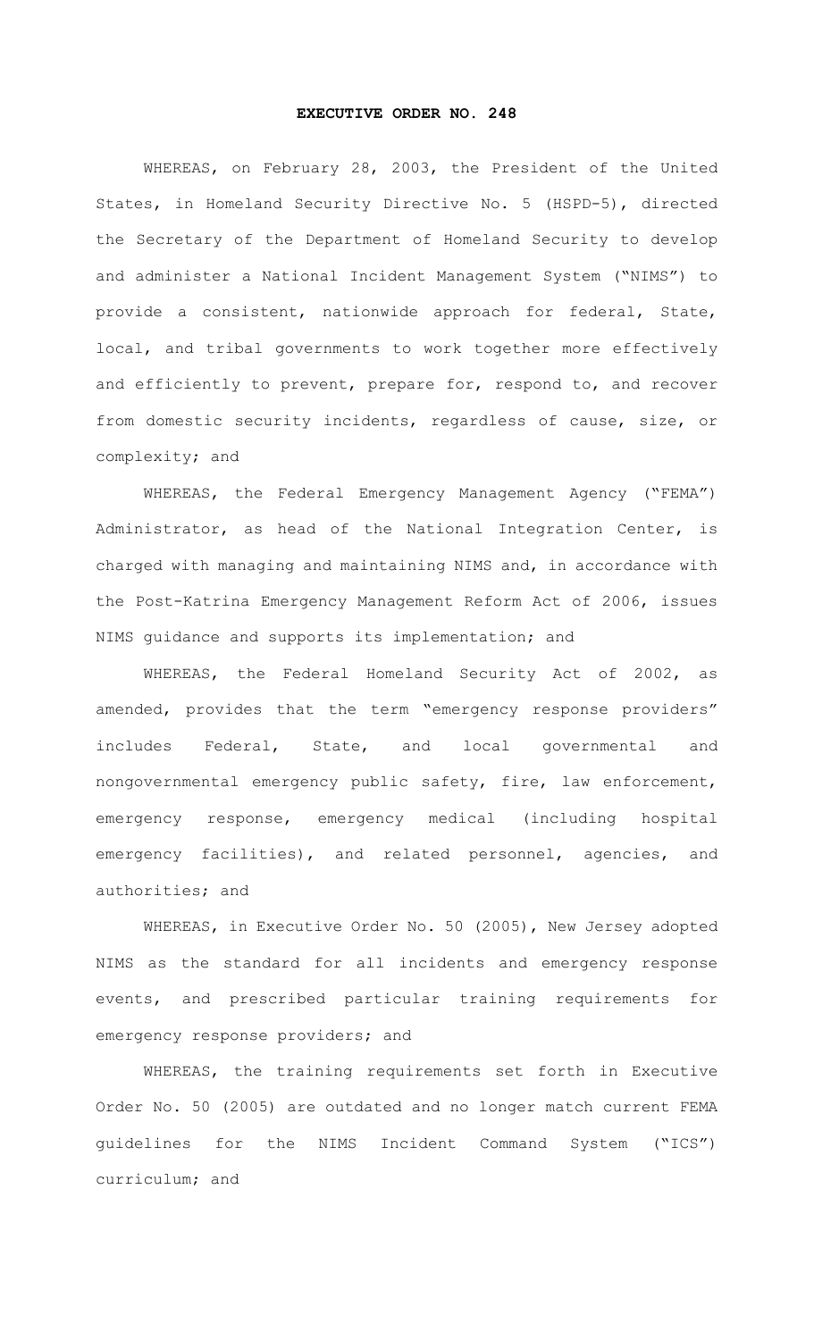# EXECUTIVE ORDER NO. 248

WHEREAS, on February 28, 2003, the President of the United States, in Homeland Security Directive No. 5 (HSPD-5), directed the Secretary of the Department of Homeland Security to develop and administer a National Incident Management System ("NIMS") to provide a consistent, nationwide approach for federal, State, local, and tribal governments to work together more effectively and efficiently to prevent, prepare for, respond to, and recover from domestic security incidents, regardless of cause, size, or complexity; and

WHEREAS, the Federal Emergency Management Agency ("FEMA") Administrator, as head of the National Integration Center, is charged with managing and maintaining NIMS and, in accordance with the Post-Katrina Emergency Management Reform Act of 2006, issues NIMS guidance and supports its implementation; and

WHEREAS, the Federal Homeland Security Act of 2002, as amended, provides that the term "emergency response providers" includes Federal, State, and local governmental and nongovernmental emergency public safety, fire, law enforcement, emergency response, emergency medical (including hospital emergency facilities), and related personnel, agencies, and authorities; and

WHEREAS, in Executive Order No. 50 (2005), New Jersey adopted NIMS as the standard for all incidents and emergency response events, and prescribed particular training requirements for emergency response providers; and

WHEREAS, the training requirements set forth in Executive Order No. 50 (2005) are outdated and no longer match current FEMA guidelines for the NIMS Incident Command System ("ICS") curriculum; and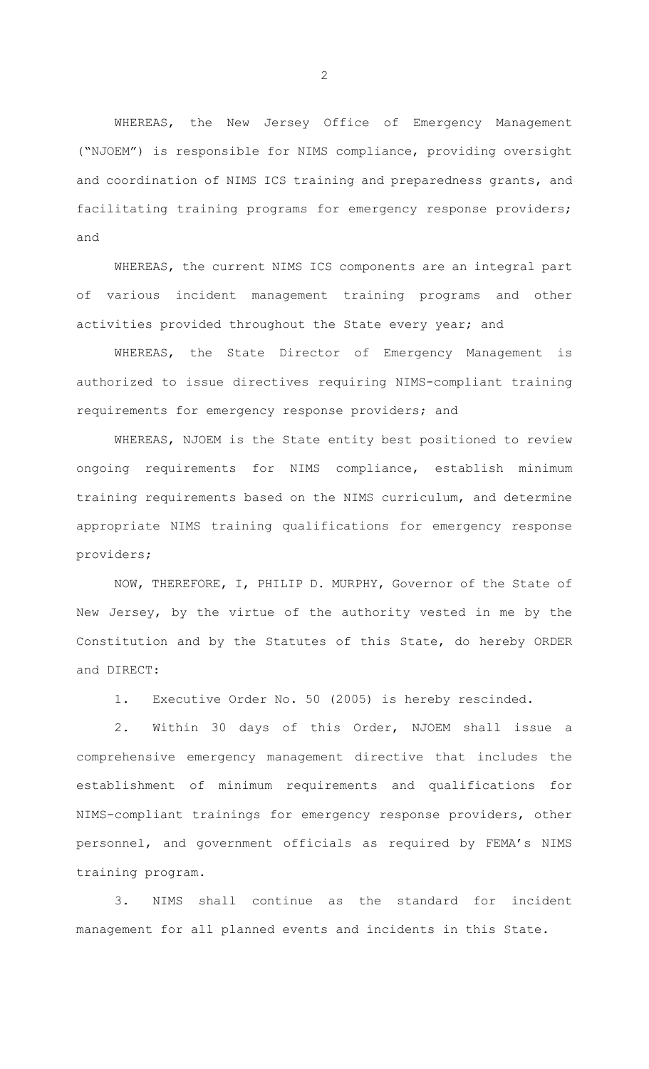WHEREAS, the New Jersey Office of Emergency Management ("NJOEM") is responsible for NIMS compliance, providing oversight and coordination of NIMS ICS training and preparedness grants, and facilitating training programs for emergency response providers; and

WHEREAS, the current NIMS ICS components are an integral part of various incident management training programs and other activities provided throughout the State every year; and

WHEREAS, the State Director of Emergency Management is authorized to issue directives requiring NIMS-compliant training requirements for emergency response providers; and

WHEREAS, NJOEM is the State entity best positioned to review ongoing requirements for NIMS compliance, establish minimum training requirements based on the NIMS curriculum, and determine appropriate NIMS training qualifications for emergency response providers;

NOW, THEREFORE, I, PHILIP D. MURPHY, Governor of the State of New Jersey, by the virtue of the authority vested in me by the Constitution and by the Statutes of this State, do hereby ORDER and DIRECT:

1. Executive Order No. 50 (2005) is hereby rescinded.

2. Within 30 days of this Order, NJOEM shall issue a comprehensive emergency management directive that includes the establishment of minimum requirements and qualifications for NIMS-compliant trainings for emergency response providers, other personnel, and government officials as required by FEMA's NIMS training program.

3. NIMS shall continue as the standard for incident management for all planned events and incidents in this State.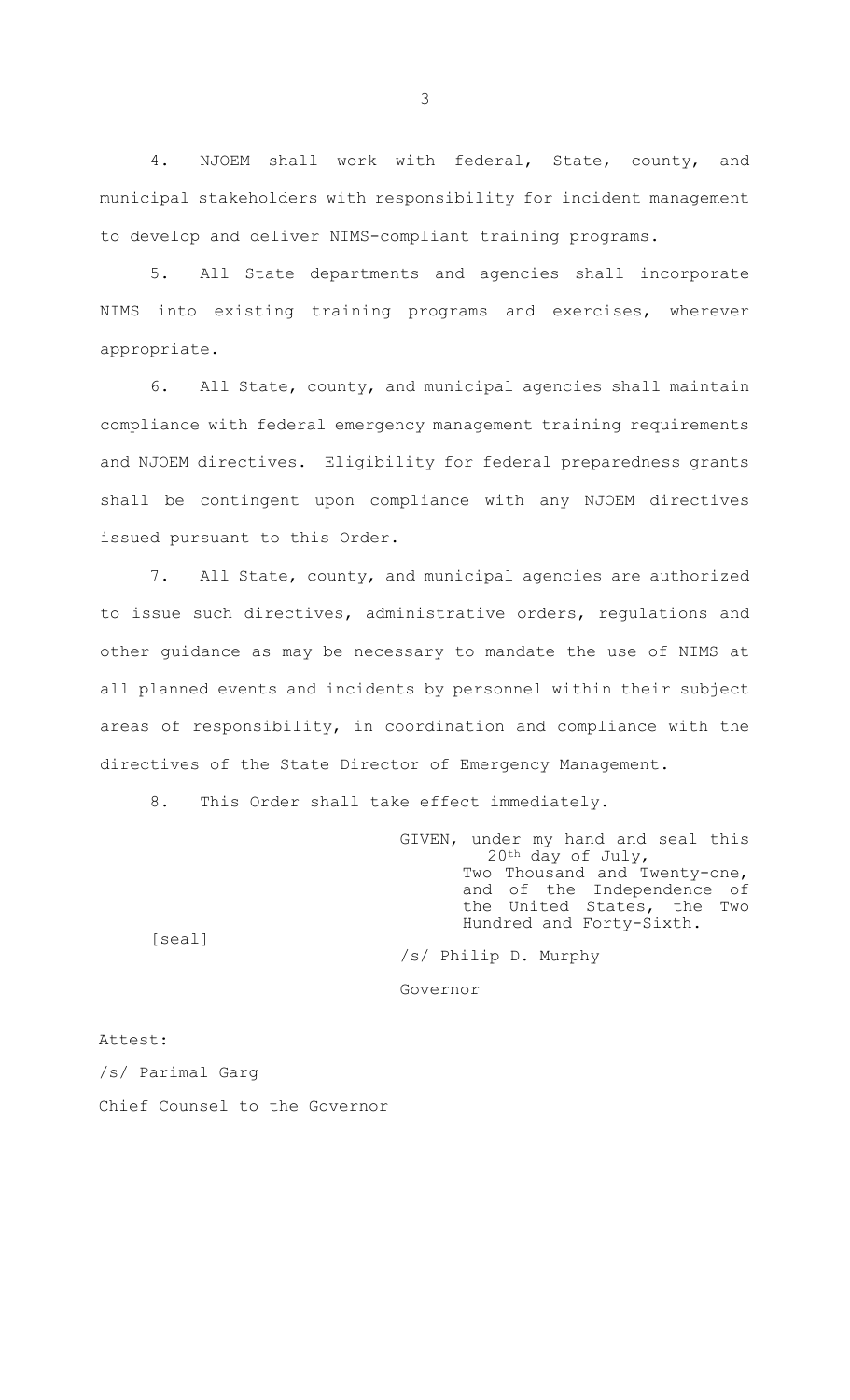4. NJOEM shall work with federal, State, county, and municipal stakeholders with responsibility for incident management to develop and deliver NIMS-compliant training programs.

5. All State departments and agencies shall incorporate NIMS into existing training programs and exercises, wherever appropriate.

6. All State, county, and municipal agencies shall maintain compliance with federal emergency management training requirements and NJOEM directives. Eligibility for federal preparedness grants shall be contingent upon compliance with any NJOEM directives issued pursuant to this Order.

7. All State, county, and municipal agencies are authorized to issue such directives, administrative orders, regulations and other guidance as may be necessary to mandate the use of NIMS at all planned events and incidents by personnel within their subject areas of responsibility, in coordination and compliance with the directives of the State Director of Emergency Management.

8. This Order shall take effect immediately.

GIVEN, under my hand and seal this 20th day of July, Two Thousand and Twenty-one, and of the Independence of the United States, the Two Hundred and Forty-Sixth.

[seal]

/s/ Philip D. Murphy

Governor

Attest:

/s/ Parimal Garg

Chief Counsel to the Governor